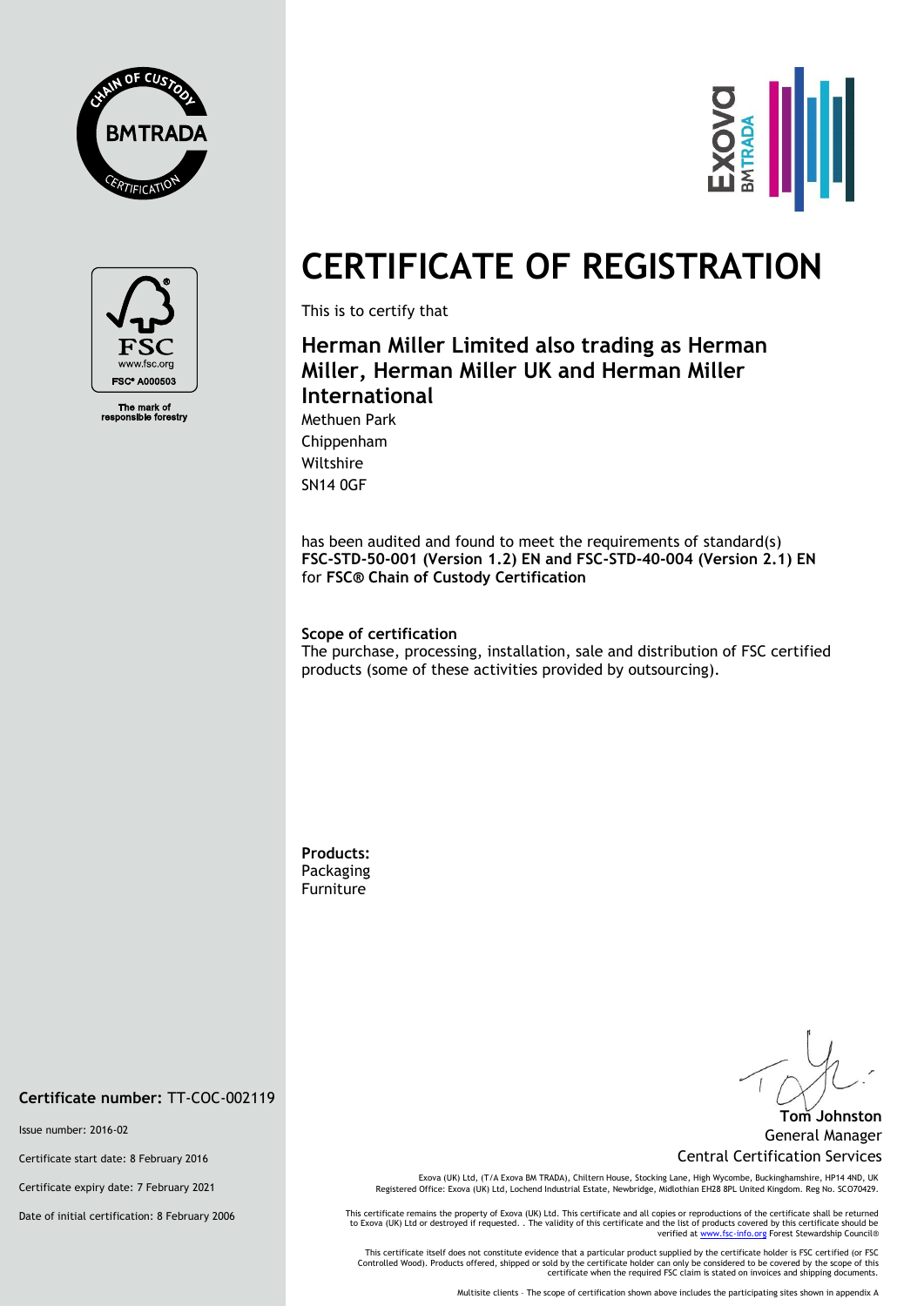# CERTIFICATE OF REGISTRATION

This is to certify that

## Herman Miller Limited also trading as Herman Miller, Herman Miller UK and Herman Miller International

Methuen Park
Chippenham
Wiltshire
SN14 0GF

has been audited and found to meet the requirements of standard(s)
**FSC-STD-50-001 (Version 1.2) EN and FSC-STD-40-004 (Version 2.1) EN**
for **FSC® Chain of Custody Certification**

**Scope of certification**
The purchase, processing, installation, sale and distribution of FSC certified products (some of these activities provided by outsourcing).

**Products:**
Packaging
Furniture

FSC® A000503
The mark of responsible forestry

**Certificate number:** TT-COC-002119

Issue number: 2016-02

Certificate start date: 8 February 2016

Certificate expiry date: 7 February 2021

Date of initial certification: 8 February 2006

**Tom Johnston**
General Manager
Central Certification Services

Exova (UK) Ltd, (T/A Exova BM TRADA), Chiltern House, Stocking Lane, High Wycombe, Buckinghamshire, HP14 4ND, UK
Registered Office: Exova (UK) Ltd, Lochend Industrial Estate, Newbridge, Midlothian EH28 8PL United Kingdom. Reg No. SCO70429.

This certificate remains the property of Exova (UK) Ltd. This certificate and all copies or reproductions of the certificate shall be returned to Exova (UK) Ltd or destroyed if requested. . The validity of this certificate and the list of products covered by this certificate should be verified at www.fsc-info.org Forest Stewardship Council®

This certificate itself does not constitute evidence that a particular product supplied by the certificate holder is FSC certified (or FSC Controlled Wood). Products offered, shipped or sold by the certificate holder can only be considered to be covered by the scope of this certificate when the required FSC claim is stated on invoices and shipping documents.

Multisite clients – The scope of certification shown above includes the participating sites shown in appendix A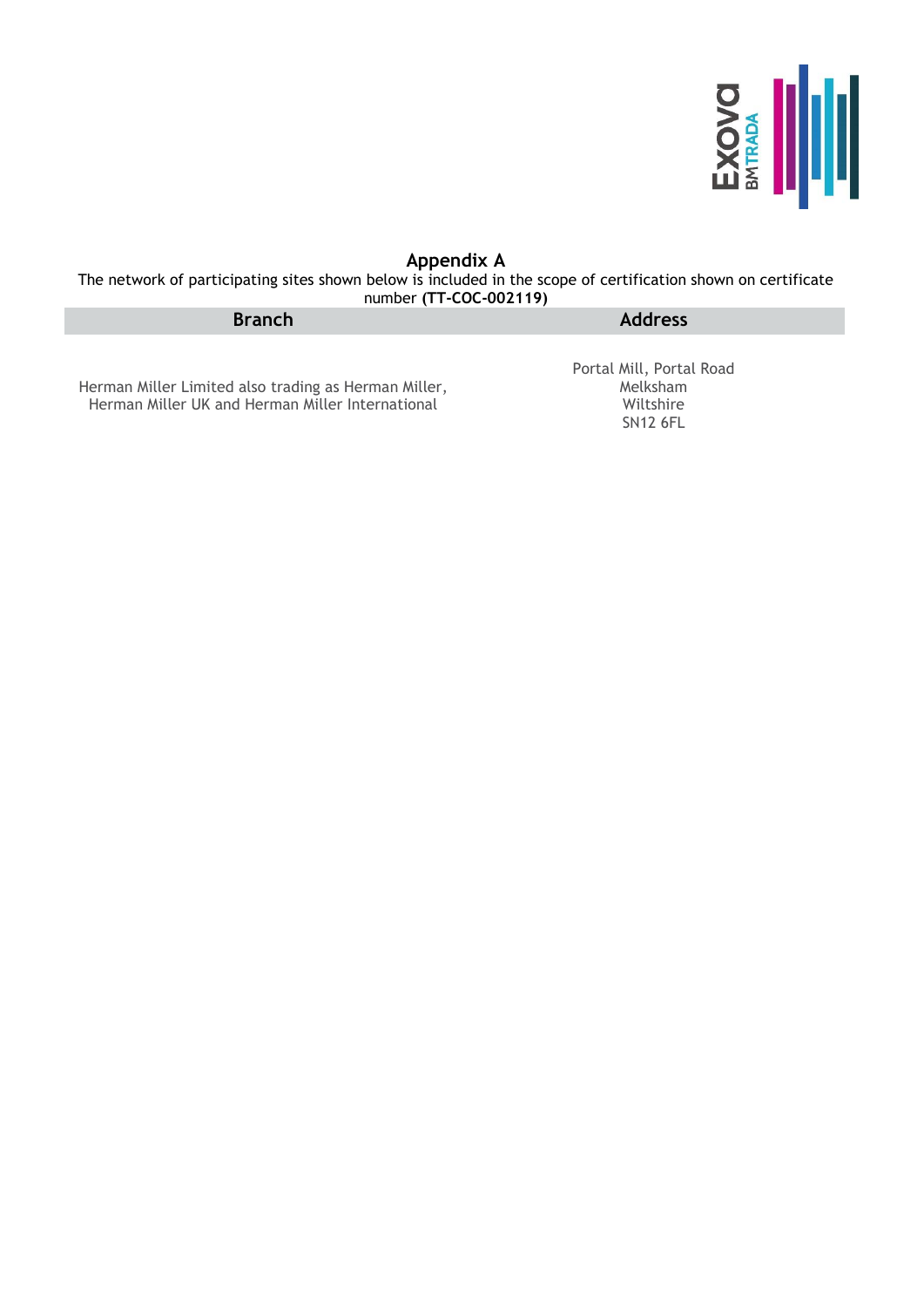# Appendix A

The network of participating sites shown below is included in the scope of certification shown on certificate number **(TT-COC-002119)**

| Branch | Address |
| --- | --- |
| Herman Miller Limited also trading as Herman Miller, Herman Miller UK and Herman Miller International | Portal Mill, Portal Road<br>Melksham<br>Wiltshire<br>SN12 6FL |